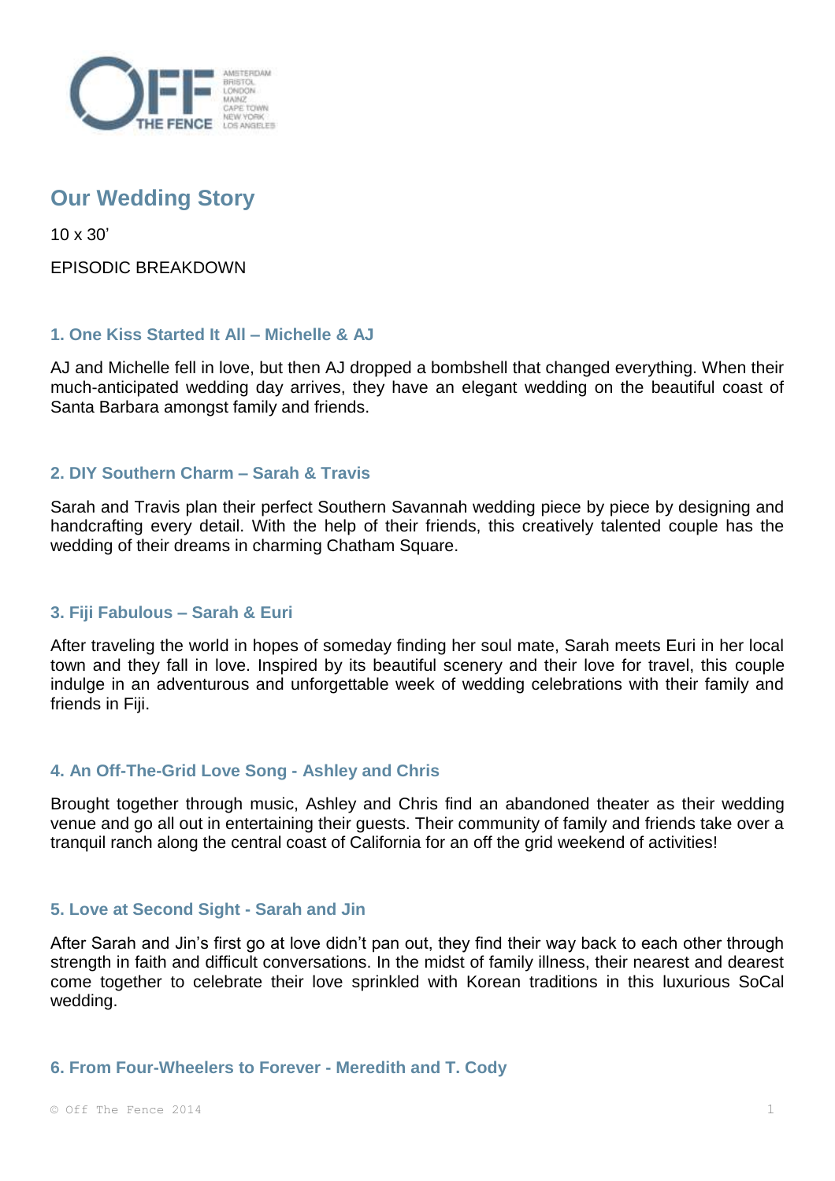# Our Wedding Story

10 x 30’

EPISODIC BREAKDOWN

### 1. One Kiss Started It All – Michelle & AJ

AJ and Michelle fell in love, but then AJ dropped a bombshell that changed everything. When their much-anticipated wedding day arrives, they have an elegant wedding on the beautiful coast of Santa Barbara amongst family and friends.

### 2. DIY Southern Charm – Sarah & Travis

Sarah and Travis plan their perfect Southern Savannah wedding piece by piece by designing and handcrafting every detail. With the help of their friends, this creatively talented couple has the wedding of their dreams in charming Chatham Square.

### 3. Fiji Fabulous – Sarah & Euri

After traveling the world in hopes of someday finding her soul mate, Sarah meets Euri in her local town and they fall in love. Inspired by its beautiful scenery and their love for travel, this couple indulge in an adventurous and unforgettable week of wedding celebrations with their family and friends in Fiji.

### 4. An Off-The-Grid Love Song - Ashley and Chris

Brought together through music, Ashley and Chris find an abandoned theater as their wedding venue and go all out in entertaining their guests. Their community of family and friends take over a tranquil ranch along the central coast of California for an off the grid weekend of activities!

### 5. Love at Second Sight - Sarah and Jin

After Sarah and Jin’s first go at love didn’t pan out, they find their way back to each other through strength in faith and difficult conversations. In the midst of family illness, their nearest and dearest come together to celebrate their love sprinkled with Korean traditions in this luxurious SoCal wedding.

### 6. From Four-Wheelers to Forever - Meredith and T. Cody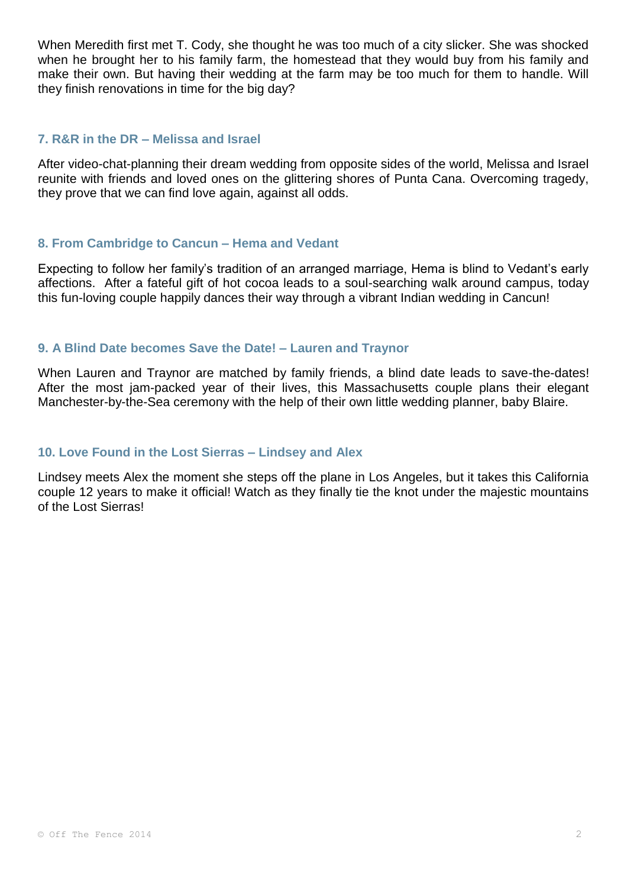When Meredith first met T. Cody, she thought he was too much of a city slicker. She was shocked when he brought her to his family farm, the homestead that they would buy from his family and make their own. But having their wedding at the farm may be too much for them to handle. Will they finish renovations in time for the big day?

### 7. R&R in the DR – Melissa and Israel

After video-chat-planning their dream wedding from opposite sides of the world, Melissa and Israel reunite with friends and loved ones on the glittering shores of Punta Cana. Overcoming tragedy, they prove that we can find love again, against all odds.

### 8. From Cambridge to Cancun – Hema and Vedant

Expecting to follow her family's tradition of an arranged marriage, Hema is blind to Vedant's early affections. After a fateful gift of hot cocoa leads to a soul-searching walk around campus, today this fun-loving couple happily dances their way through a vibrant Indian wedding in Cancun!

### 9. A Blind Date becomes Save the Date! – Lauren and Traynor

When Lauren and Traynor are matched by family friends, a blind date leads to save-the-dates! After the most jam-packed year of their lives, this Massachusetts couple plans their elegant Manchester-by-the-Sea ceremony with the help of their own little wedding planner, baby Blaire.

### 10. Love Found in the Lost Sierras – Lindsey and Alex

Lindsey meets Alex the moment she steps off the plane in Los Angeles, but it takes this California couple 12 years to make it official! Watch as they finally tie the knot under the majestic mountains of the Lost Sierras!

© Off The Fence 2014